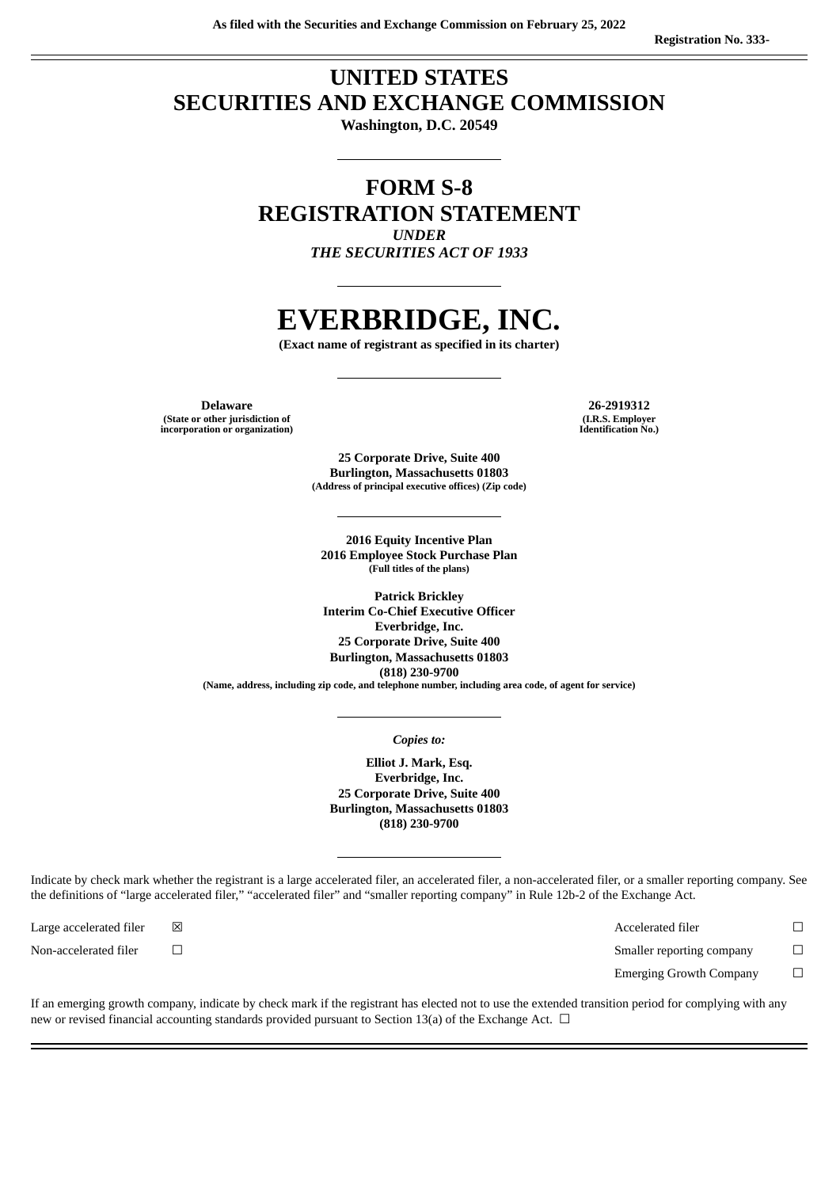**As filed with the Securities and Exchange Commission on February 25, 2022**

**Registration No. 333-**

# UNITED STATES
# SECURITIES AND EXCHANGE COMMISSION

**Washington, D.C. 20549**

---

# FORM S-8
# REGISTRATION STATEMENT

***UNDER***
***THE SECURITIES ACT OF 1933***

---

# EVERBRIDGE, INC.

**(Exact name of registrant as specified in its charter)**

---

| **Delaware** | **26-2919312** |
|---|---|
| **(State or other jurisdiction of incorporation or organization)** | **(I.R.S. Employer Identification No.)** |

**25 Corporate Drive, Suite 400**
**Burlington, Massachusetts 01803**
**(Address of principal executive offices) (Zip code)**

---

**2016 Equity Incentive Plan**
**2016 Employee Stock Purchase Plan**
**(Full titles of the plans)**

**Patrick Brickley**
**Interim Co-Chief Executive Officer**
**Everbridge, Inc.**
**25 Corporate Drive, Suite 400**
**Burlington, Massachusetts 01803**
**(818) 230-9700**
**(Name, address, including zip code, and telephone number, including area code, of agent for service)**

---

***Copies to:***

**Elliot J. Mark, Esq.**
**Everbridge, Inc.**
**25 Corporate Drive, Suite 400**
**Burlington, Massachusetts 01803**
**(818) 230-9700**

---

Indicate by check mark whether the registrant is a large accelerated filer, an accelerated filer, a non-accelerated filer, or a smaller reporting company. See the definitions of "large accelerated filer," "accelerated filer" and "smaller reporting company" in Rule 12b-2 of the Exchange Act.

| | | | |
|---|---|---|---|
| Large accelerated filer | ☒ | Accelerated filer | ☐ |
| Non-accelerated filer | ☐ | Smaller reporting company | ☐ |
| | | Emerging Growth Company | ☐ |

If an emerging growth company, indicate by check mark if the registrant has elected not to use the extended transition period for complying with any new or revised financial accounting standards provided pursuant to Section 13(a) of the Exchange Act. ☐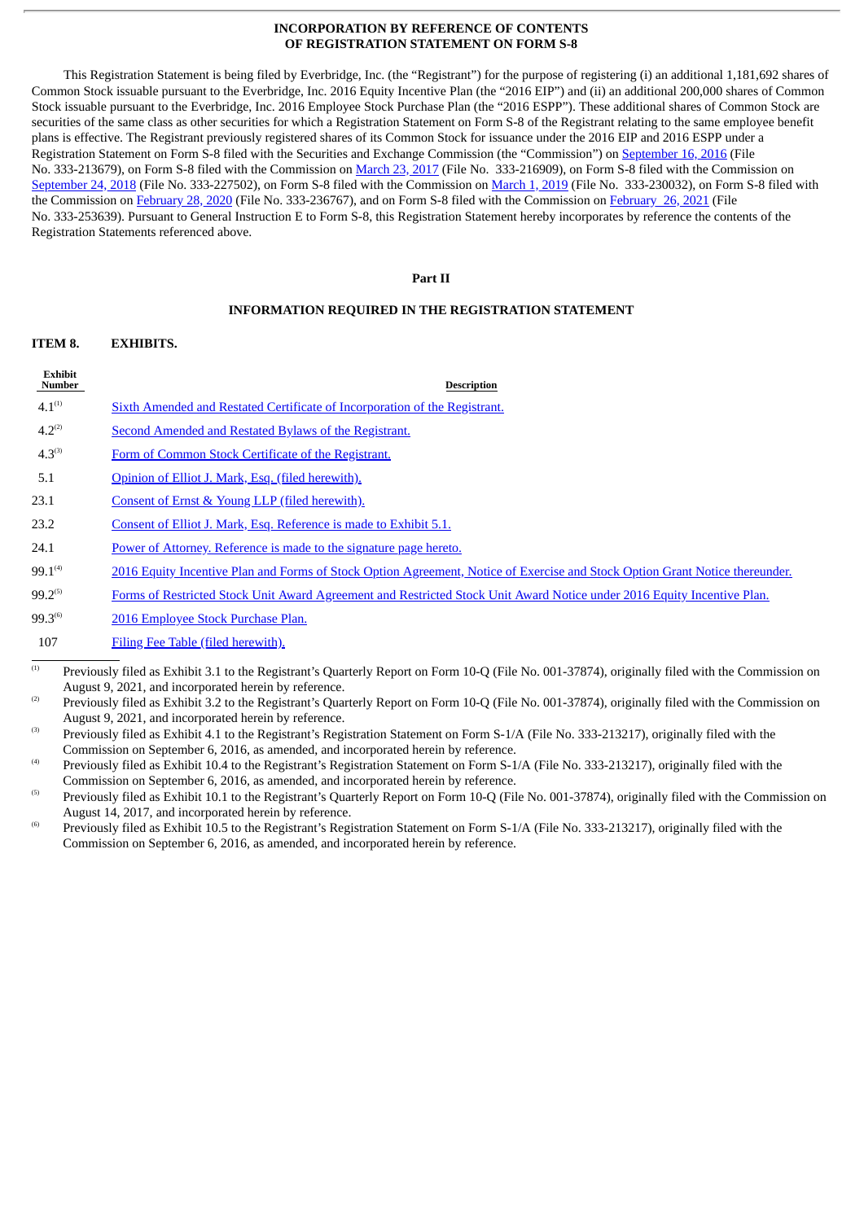**INCORPORATION BY REFERENCE OF CONTENTS OF REGISTRATION STATEMENT ON FORM S-8**

This Registration Statement is being filed by Everbridge, Inc. (the "Registrant") for the purpose of registering (i) an additional 1,181,692 shares of Common Stock issuable pursuant to the Everbridge, Inc. 2016 Equity Incentive Plan (the "2016 EIP") and (ii) an additional 200,000 shares of Common Stock issuable pursuant to the Everbridge, Inc. 2016 Employee Stock Purchase Plan (the "2016 ESPP"). These additional shares of Common Stock are securities of the same class as other securities for which a Registration Statement on Form S-8 of the Registrant relating to the same employee benefit plans is effective. The Registrant previously registered shares of its Common Stock for issuance under the 2016 EIP and 2016 ESPP under a Registration Statement on Form S-8 filed with the Securities and Exchange Commission (the "Commission") on September 16, 2016 (File No. 333-213679), on Form S-8 filed with the Commission on March 23, 2017 (File No. 333-216909), on Form S-8 filed with the Commission on September 24, 2018 (File No. 333-227502), on Form S-8 filed with the Commission on March 1, 2019 (File No. 333-230032), on Form S-8 filed with the Commission on February 28, 2020 (File No. 333-236767), and on Form S-8 filed with the Commission on February 26, 2021 (File No. 333-253639). Pursuant to General Instruction E to Form S-8, this Registration Statement hereby incorporates by reference the contents of the Registration Statements referenced above.

**Part II**

**INFORMATION REQUIRED IN THE REGISTRATION STATEMENT**

**ITEM 8. EXHIBITS.**

| Exhibit Number | Description |
|---|---|
| 4.1[(1)] | Sixth Amended and Restated Certificate of Incorporation of the Registrant. |
| 4.2[(2)] | Second Amended and Restated Bylaws of the Registrant. |
| 4.3[(3)] | Form of Common Stock Certificate of the Registrant. |
| 5.1 | Opinion of Elliot J. Mark, Esq. (filed herewith). |
| 23.1 | Consent of Ernst & Young LLP (filed herewith). |
| 23.2 | Consent of Elliot J. Mark, Esq. Reference is made to Exhibit 5.1. |
| 24.1 | Power of Attorney. Reference is made to the signature page hereto. |
| 99.1[(4)] | 2016 Equity Incentive Plan and Forms of Stock Option Agreement, Notice of Exercise and Stock Option Grant Notice thereunder. |
| 99.2[(5)] | Forms of Restricted Stock Unit Award Agreement and Restricted Stock Unit Award Notice under 2016 Equity Incentive Plan. |
| 99.3[(6)] | 2016 Employee Stock Purchase Plan. |
| 107 | Filing Fee Table (filed herewith). |

(1) Previously filed as Exhibit 3.1 to the Registrant's Quarterly Report on Form 10-Q (File No. 001-37874), originally filed with the Commission on August 9, 2021, and incorporated herein by reference.

(2) Previously filed as Exhibit 3.2 to the Registrant's Quarterly Report on Form 10-Q (File No. 001-37874), originally filed with the Commission on August 9, 2021, and incorporated herein by reference.

(3) Previously filed as Exhibit 4.1 to the Registrant's Registration Statement on Form S-1/A (File No. 333-213217), originally filed with the Commission on September 6, 2016, as amended, and incorporated herein by reference.

(4) Previously filed as Exhibit 10.4 to the Registrant's Registration Statement on Form S-1/A (File No. 333-213217), originally filed with the Commission on September 6, 2016, as amended, and incorporated herein by reference.

(5) Previously filed as Exhibit 10.1 to the Registrant's Quarterly Report on Form 10-Q (File No. 001-37874), originally filed with the Commission on August 14, 2017, and incorporated herein by reference.

(6) Previously filed as Exhibit 10.5 to the Registrant's Registration Statement on Form S-1/A (File No. 333-213217), originally filed with the Commission on September 6, 2016, as amended, and incorporated herein by reference.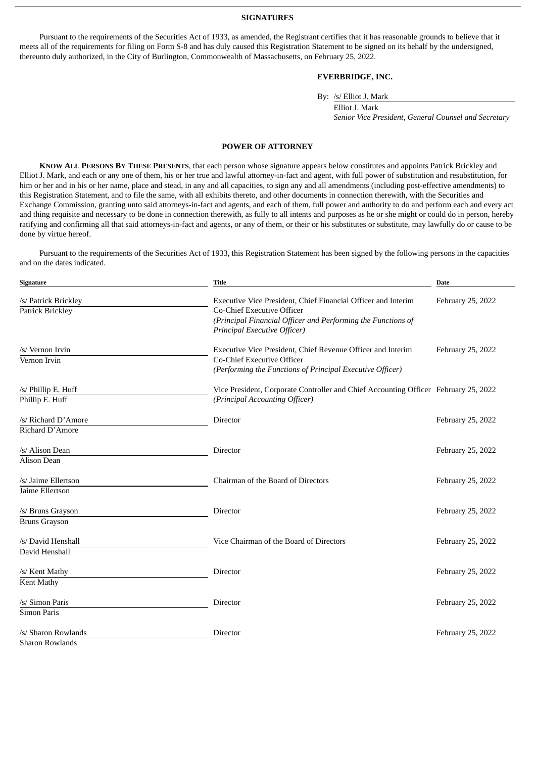## SIGNATURES

Pursuant to the requirements of the Securities Act of 1933, as amended, the Registrant certifies that it has reasonable grounds to believe that it meets all of the requirements for filing on Form S-8 and has duly caused this Registration Statement to be signed on its behalf by the undersigned, thereunto duly authorized, in the City of Burlington, Commonwealth of Massachusetts, on February 25, 2022.

**EVERBRIDGE, INC.**

By: /s/ Elliot J. Mark
Elliot J. Mark
*Senior Vice President, General Counsel and Secretary*

## POWER OF ATTORNEY

**KNOW ALL PERSONS BY THESE PRESENTS**, that each person whose signature appears below constitutes and appoints Patrick Brickley and Elliot J. Mark, and each or any one of them, his or her true and lawful attorney-in-fact and agent, with full power of substitution and resubstitution, for him or her and in his or her name, place and stead, in any and all capacities, to sign any and all amendments (including post-effective amendments) to this Registration Statement, and to file the same, with all exhibits thereto, and other documents in connection therewith, with the Securities and Exchange Commission, granting unto said attorneys-in-fact and agents, and each of them, full power and authority to do and perform each and every act and thing requisite and necessary to be done in connection therewith, as fully to all intents and purposes as he or she might or could do in person, hereby ratifying and confirming all that said attorneys-in-fact and agents, or any of them, or their or his substitutes or substitute, may lawfully do or cause to be done by virtue hereof.

Pursuant to the requirements of the Securities Act of 1933, this Registration Statement has been signed by the following persons in the capacities and on the dates indicated.

| Signature | Title | Date |
|---|---|---|
| /s/ Patrick Brickley<br>Patrick Brickley | Executive Vice President, Chief Financial Officer and Interim Co-Chief Executive Officer<br>*(Principal Financial Officer and Performing the Functions of Principal Executive Officer)* | February 25, 2022 |
| /s/ Vernon Irvin<br>Vernon Irvin | Executive Vice President, Chief Revenue Officer and Interim Co-Chief Executive Officer<br>*(Performing the Functions of Principal Executive Officer)* | February 25, 2022 |
| /s/ Phillip E. Huff<br>Phillip E. Huff | Vice President, Corporate Controller and Chief Accounting Officer<br>*(Principal Accounting Officer)* | February 25, 2022 |
| /s/ Richard D'Amore<br>Richard D'Amore | Director | February 25, 2022 |
| /s/ Alison Dean<br>Alison Dean | Director | February 25, 2022 |
| /s/ Jaime Ellertson<br>Jaime Ellertson | Chairman of the Board of Directors | February 25, 2022 |
| /s/ Bruns Grayson<br>Bruns Grayson | Director | February 25, 2022 |
| /s/ David Henshall<br>David Henshall | Vice Chairman of the Board of Directors | February 25, 2022 |
| /s/ Kent Mathy<br>Kent Mathy | Director | February 25, 2022 |
| /s/ Simon Paris<br>Simon Paris | Director | February 25, 2022 |
| /s/ Sharon Rowlands<br>Sharon Rowlands | Director | February 25, 2022 |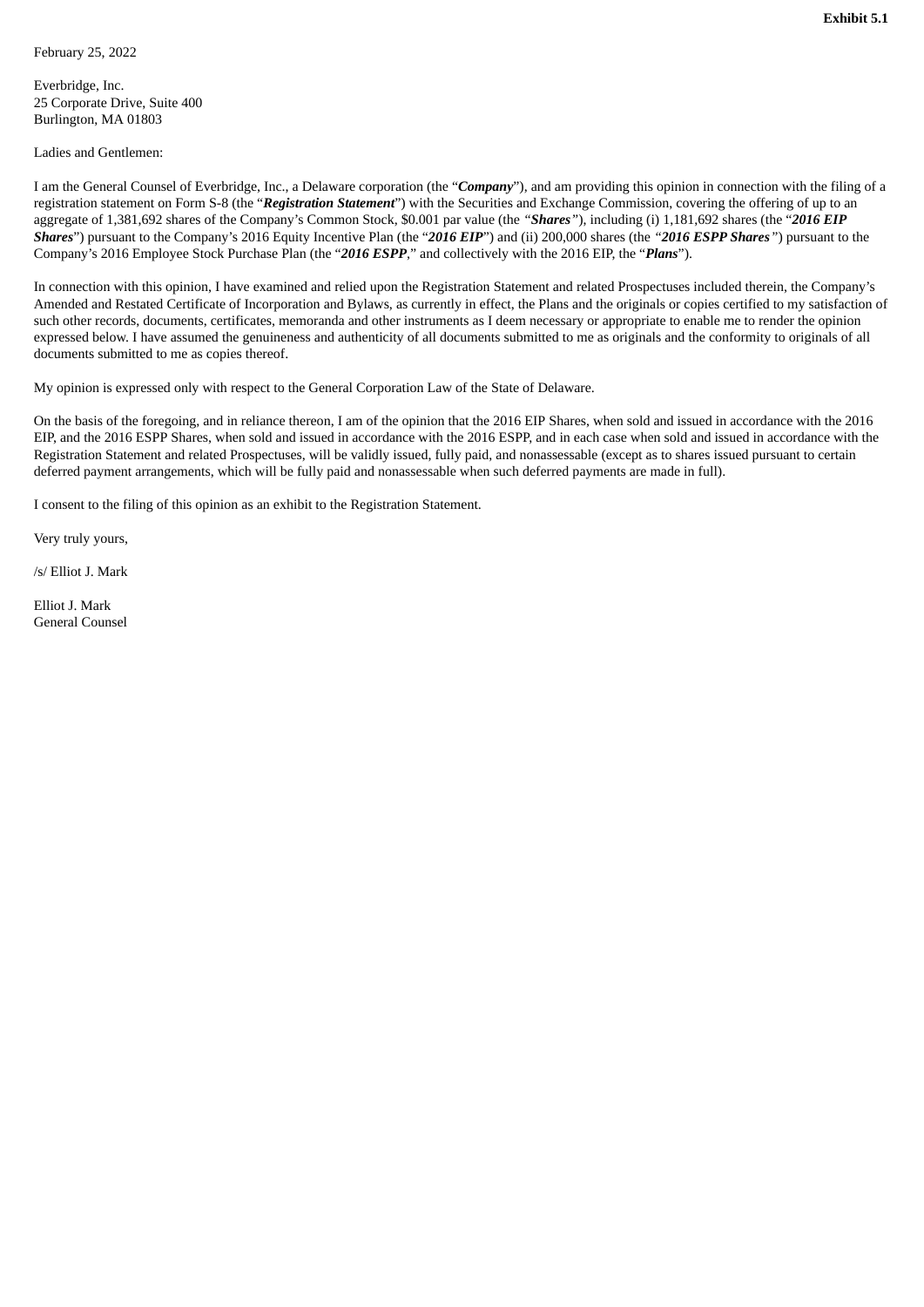**Exhibit 5.1**

February 25, 2022

Everbridge, Inc.
25 Corporate Drive, Suite 400
Burlington, MA 01803

Ladies and Gentlemen:

I am the General Counsel of Everbridge, Inc., a Delaware corporation (the "***Company***"), and am providing this opinion in connection with the filing of a registration statement on Form S-8 (the "***Registration Statement***") with the Securities and Exchange Commission, covering the offering of up to an aggregate of 1,381,692 shares of the Company's Common Stock, $0.001 par value (the "***Shares***"), including (i) 1,181,692 shares (the "***2016 EIP Shares***") pursuant to the Company's 2016 Equity Incentive Plan (the "***2016 EIP***") and (ii) 200,000 shares (the "***2016 ESPP Shares***") pursuant to the Company's 2016 Employee Stock Purchase Plan (the "***2016 ESPP***," and collectively with the 2016 EIP, the "***Plans***").

In connection with this opinion, I have examined and relied upon the Registration Statement and related Prospectuses included therein, the Company's Amended and Restated Certificate of Incorporation and Bylaws, as currently in effect, the Plans and the originals or copies certified to my satisfaction of such other records, documents, certificates, memoranda and other instruments as I deem necessary or appropriate to enable me to render the opinion expressed below. I have assumed the genuineness and authenticity of all documents submitted to me as originals and the conformity to originals of all documents submitted to me as copies thereof.

My opinion is expressed only with respect to the General Corporation Law of the State of Delaware.

On the basis of the foregoing, and in reliance thereon, I am of the opinion that the 2016 EIP Shares, when sold and issued in accordance with the 2016 EIP, and the 2016 ESPP Shares, when sold and issued in accordance with the 2016 ESPP, and in each case when sold and issued in accordance with the Registration Statement and related Prospectuses, will be validly issued, fully paid, and nonassessable (except as to shares issued pursuant to certain deferred payment arrangements, which will be fully paid and nonassessable when such deferred payments are made in full).

I consent to the filing of this opinion as an exhibit to the Registration Statement.

Very truly yours,

/s/ Elliot J. Mark

Elliot J. Mark
General Counsel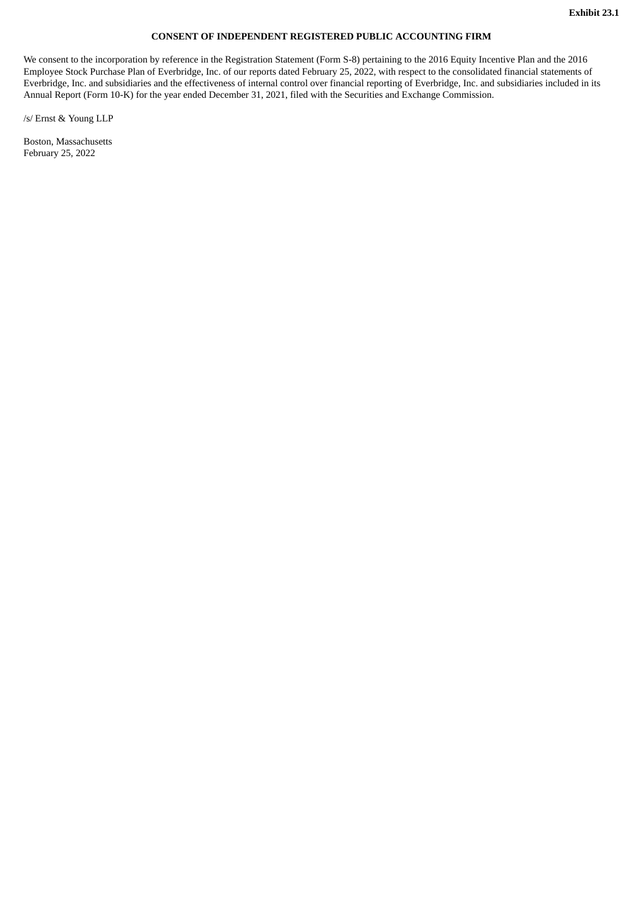**Exhibit 23.1**

**CONSENT OF INDEPENDENT REGISTERED PUBLIC ACCOUNTING FIRM**

We consent to the incorporation by reference in the Registration Statement (Form S-8) pertaining to the 2016 Equity Incentive Plan and the 2016 Employee Stock Purchase Plan of Everbridge, Inc. of our reports dated February 25, 2022, with respect to the consolidated financial statements of Everbridge, Inc. and subsidiaries and the effectiveness of internal control over financial reporting of Everbridge, Inc. and subsidiaries included in its Annual Report (Form 10-K) for the year ended December 31, 2021, filed with the Securities and Exchange Commission.

/s/ Ernst & Young LLP

Boston, Massachusetts
February 25, 2022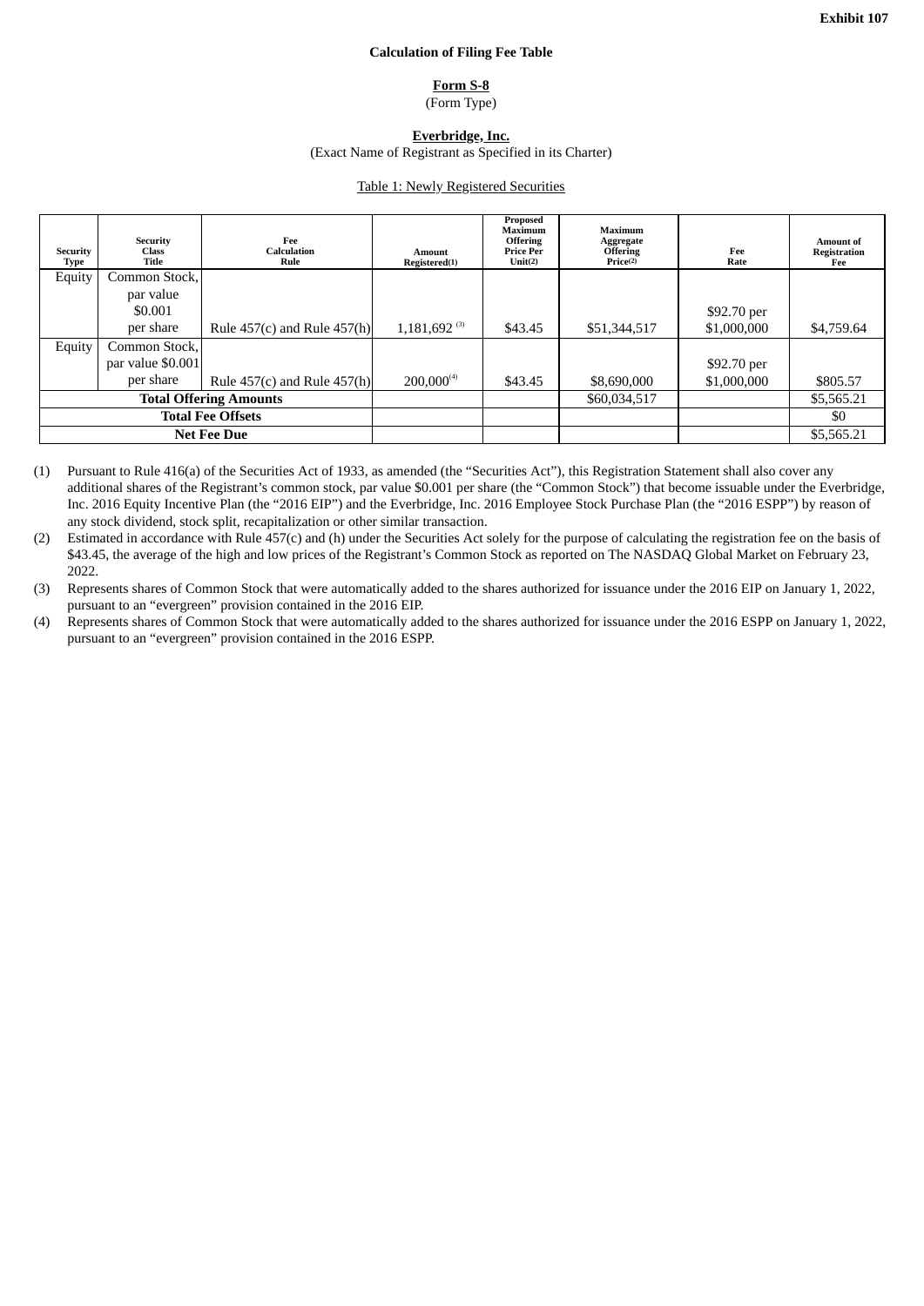**Exhibit 107**

**Calculation of Filing Fee Table**

**Form S-8**
(Form Type)

**Everbridge, Inc.**
(Exact Name of Registrant as Specified in its Charter)

Table 1: Newly Registered Securities

| Security Type | Security Class Title | Fee Calculation Rule | Amount Registered(1) | Proposed Maximum Offering Price Per Unit(2) | Maximum Aggregate Offering Price(2) | Fee Rate | Amount of Registration Fee |
|---|---|---|---|---|---|---|---|
| Equity | Common Stock, par value $0.001 per share | Rule 457(c) and Rule 457(h) | 1,181,692 (3) | $43.45 | $51,344,517 | $92.70 per $1,000,000 | $4,759.64 |
| Equity | Common Stock, par value $0.001 per share | Rule 457(c) and Rule 457(h) | 200,000(4) | $43.45 | $8,690,000 | $92.70 per $1,000,000 | $805.57 |
| **Total Offering Amounts** | | | | | $60,034,517 | | $5,565.21 |
| **Total Fee Offsets** | | | | | | | $0 |
| **Net Fee Due** | | | | | | | $5,565.21 |

(1) Pursuant to Rule 416(a) of the Securities Act of 1933, as amended (the "Securities Act"), this Registration Statement shall also cover any additional shares of the Registrant's common stock, par value $0.001 per share (the "Common Stock") that become issuable under the Everbridge, Inc. 2016 Equity Incentive Plan (the "2016 EIP") and the Everbridge, Inc. 2016 Employee Stock Purchase Plan (the "2016 ESPP") by reason of any stock dividend, stock split, recapitalization or other similar transaction.

(2) Estimated in accordance with Rule 457(c) and (h) under the Securities Act solely for the purpose of calculating the registration fee on the basis of $43.45, the average of the high and low prices of the Registrant's Common Stock as reported on The NASDAQ Global Market on February 23, 2022.

(3) Represents shares of Common Stock that were automatically added to the shares authorized for issuance under the 2016 EIP on January 1, 2022, pursuant to an "evergreen" provision contained in the 2016 EIP.

(4) Represents shares of Common Stock that were automatically added to the shares authorized for issuance under the 2016 ESPP on January 1, 2022, pursuant to an "evergreen" provision contained in the 2016 ESPP.